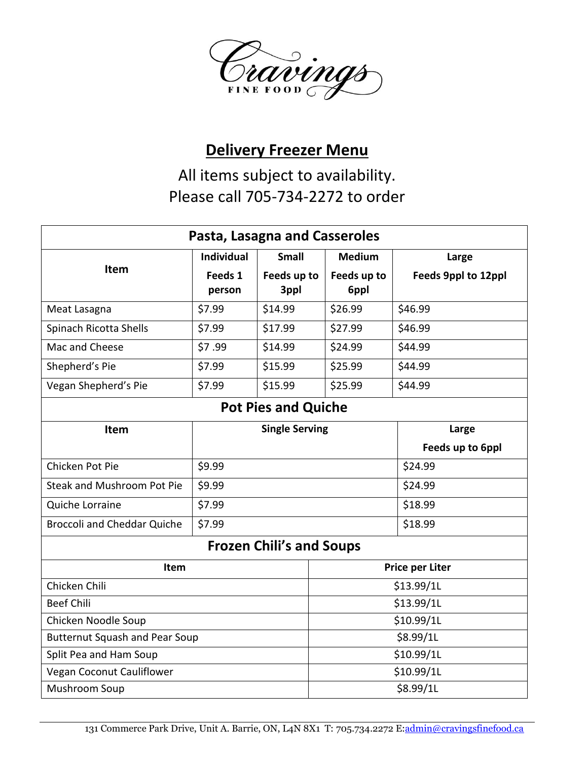# Cravings

FINE FOOD

## Delivery Freezer Menu

All items subject to availability.
Please call 705-734-2272 to order

| Pasta, Lasagna and Casseroles | | | | |
|---|---|---|---|---|
| **Item** | **Individual** Feeds 1 person | **Small** Feeds up to 3ppl | **Medium** Feeds up to 6ppl | **Large** Feeds 9ppl to 12ppl |
| Meat Lasagna | $7.99 | $14.99 | $26.99 | $46.99 |
| Spinach Ricotta Shells | $7.99 | $17.99 | $27.99 | $46.99 |
| Mac and Cheese | $7 .99 | $14.99 | $24.99 | $44.99 |
| Shepherd's Pie | $7.99 | $15.99 | $25.99 | $44.99 |
| Vegan Shepherd's Pie | $7.99 | $15.99 | $25.99 | $44.99 |

| Pot Pies and Quiche | | |
|---|---|---|
| **Item** | **Single Serving** | **Large** Feeds up to 6ppl |
| Chicken Pot Pie | $9.99 | $24.99 |
| Steak and Mushroom Pot Pie | $9.99 | $24.99 |
| Quiche Lorraine | $7.99 | $18.99 |
| Broccoli and Cheddar Quiche | $7.99 | $18.99 |

| Frozen Chili's and Soups | |
|---|---|
| **Item** | **Price per Liter** |
| Chicken Chili | $13.99/1L |
| Beef Chili | $13.99/1L |
| Chicken Noodle Soup | $10.99/1L |
| Butternut Squash and Pear Soup | $8.99/1L |
| Split Pea and Ham Soup | $10.99/1L |
| Vegan Coconut Cauliflower | $10.99/1L |
| Mushroom Soup | $8.99/1L |

131 Commerce Park Drive, Unit A. Barrie, ON, L4N 8X1 T: 705.734.2272 E:admin@cravingsfinefood.ca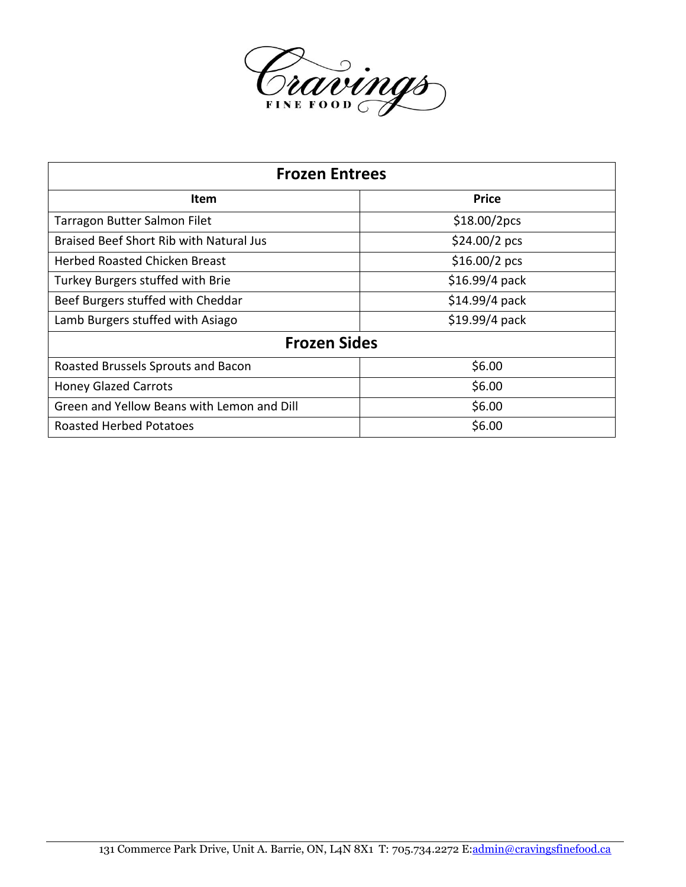Cravings
FINE FOOD

| Frozen Entrees | |
|---|---|
| **Item** | **Price** |
| Tarragon Butter Salmon Filet | $18.00/2pcs |
| Braised Beef Short Rib with Natural Jus | $24.00/2 pcs |
| Herbed Roasted Chicken Breast | $16.00/2 pcs |
| Turkey Burgers stuffed with Brie | $16.99/4 pack |
| Beef Burgers stuffed with Cheddar | $14.99/4 pack |
| Lamb Burgers stuffed with Asiago | $19.99/4 pack |
| **Frozen Sides** | |
| Roasted Brussels Sprouts and Bacon | $6.00 |
| Honey Glazed Carrots | $6.00 |
| Green and Yellow Beans with Lemon and Dill | $6.00 |
| Roasted Herbed Potatoes | $6.00 |

131 Commerce Park Drive, Unit A. Barrie, ON, L4N 8X1 T: 705.734.2272 E:admin@cravingsfinefood.ca